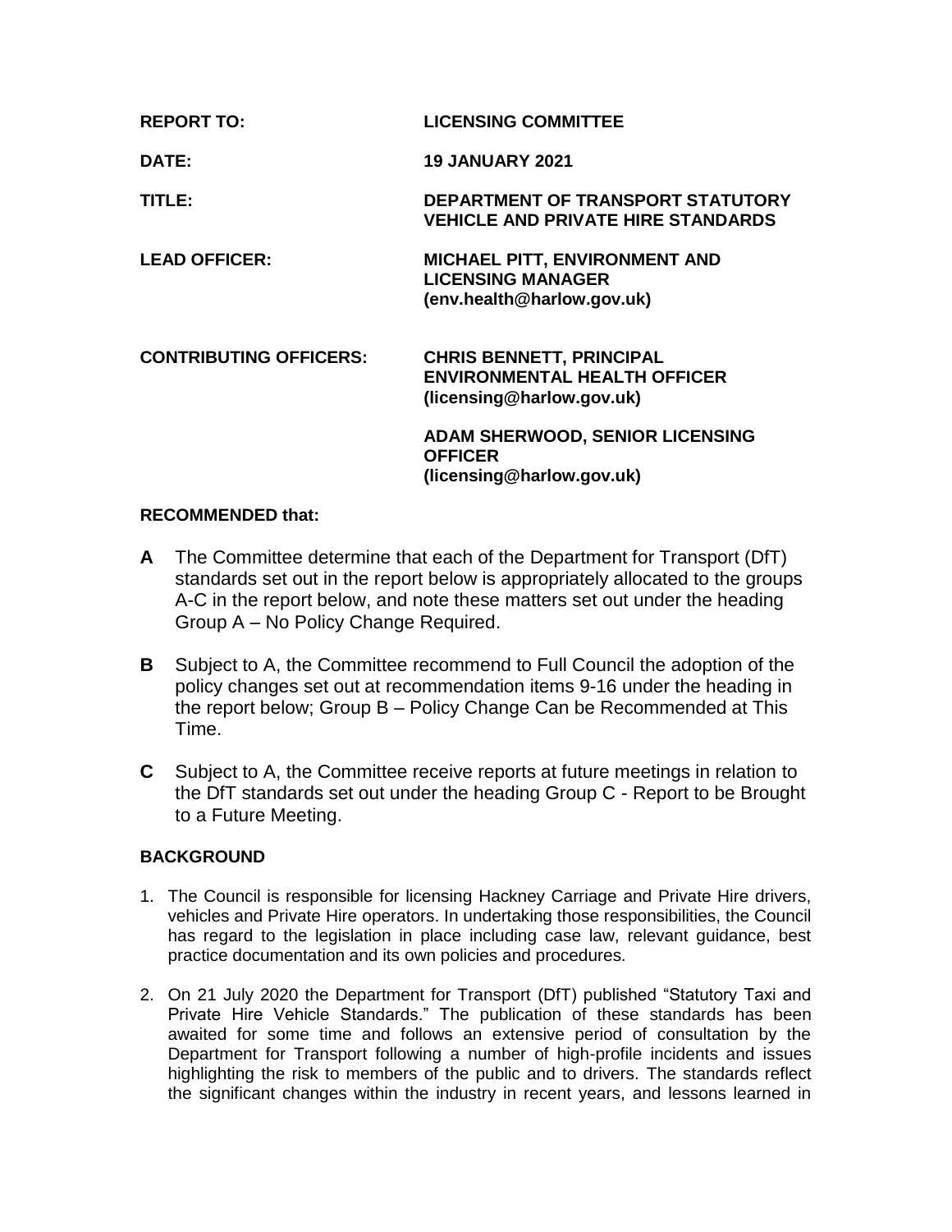| | |
|---|---|
| **REPORT TO:** | **LICENSING COMMITTEE** |
| **DATE:** | **19 JANUARY 2021** |
| **TITLE:** | **DEPARTMENT OF TRANSPORT STATUTORY VEHICLE AND PRIVATE HIRE STANDARDS** |
| **LEAD OFFICER:** | **MICHAEL PITT, ENVIRONMENT AND LICENSING MANAGER (env.health@harlow.gov.uk)** |
| **CONTRIBUTING OFFICERS:** | **CHRIS BENNETT, PRINCIPAL ENVIRONMENTAL HEALTH OFFICER (licensing@harlow.gov.uk)** |
| | **ADAM SHERWOOD, SENIOR LICENSING OFFICER (licensing@harlow.gov.uk)** |

**RECOMMENDED that:**

**A** The Committee determine that each of the Department for Transport (DfT) standards set out in the report below is appropriately allocated to the groups A-C in the report below, and note these matters set out under the heading Group A – No Policy Change Required.

**B** Subject to A, the Committee recommend to Full Council the adoption of the policy changes set out at recommendation items 9-16 under the heading in the report below; Group B – Policy Change Can be Recommended at This Time.

**C** Subject to A, the Committee receive reports at future meetings in relation to the DfT standards set out under the heading Group C - Report to be Brought to a Future Meeting.

**BACKGROUND**

1. The Council is responsible for licensing Hackney Carriage and Private Hire drivers, vehicles and Private Hire operators. In undertaking those responsibilities, the Council has regard to the legislation in place including case law, relevant guidance, best practice documentation and its own policies and procedures.

2. On 21 July 2020 the Department for Transport (DfT) published "Statutory Taxi and Private Hire Vehicle Standards." The publication of these standards has been awaited for some time and follows an extensive period of consultation by the Department for Transport following a number of high-profile incidents and issues highlighting the risk to members of the public and to drivers. The standards reflect the significant changes within the industry in recent years, and lessons learned in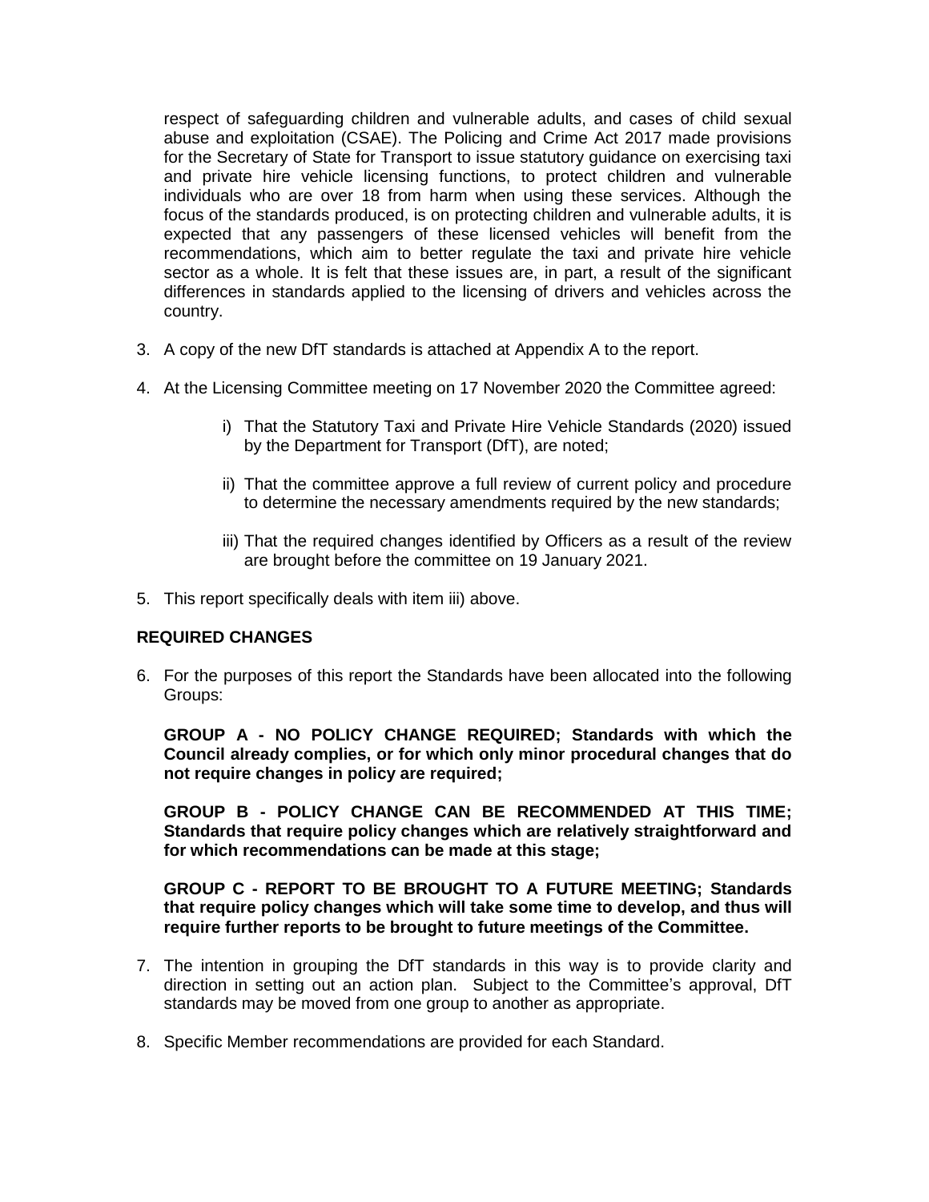respect of safeguarding children and vulnerable adults, and cases of child sexual abuse and exploitation (CSAE). The Policing and Crime Act 2017 made provisions for the Secretary of State for Transport to issue statutory guidance on exercising taxi and private hire vehicle licensing functions, to protect children and vulnerable individuals who are over 18 from harm when using these services. Although the focus of the standards produced, is on protecting children and vulnerable adults, it is expected that any passengers of these licensed vehicles will benefit from the recommendations, which aim to better regulate the taxi and private hire vehicle sector as a whole. It is felt that these issues are, in part, a result of the significant differences in standards applied to the licensing of drivers and vehicles across the country.

3. A copy of the new DfT standards is attached at Appendix A to the report.

4. At the Licensing Committee meeting on 17 November 2020 the Committee agreed:

    i) That the Statutory Taxi and Private Hire Vehicle Standards (2020) issued by the Department for Transport (DfT), are noted;

    ii) That the committee approve a full review of current policy and procedure to determine the necessary amendments required by the new standards;

    iii) That the required changes identified by Officers as a result of the review are brought before the committee on 19 January 2021.

5. This report specifically deals with item iii) above.

**REQUIRED CHANGES**

6. For the purposes of this report the Standards have been allocated into the following Groups:

    **GROUP A - NO POLICY CHANGE REQUIRED; Standards with which the Council already complies, or for which only minor procedural changes that do not require changes in policy are required;**

    **GROUP B - POLICY CHANGE CAN BE RECOMMENDED AT THIS TIME; Standards that require policy changes which are relatively straightforward and for which recommendations can be made at this stage;**

    **GROUP C - REPORT TO BE BROUGHT TO A FUTURE MEETING; Standards that require policy changes which will take some time to develop, and thus will require further reports to be brought to future meetings of the Committee.**

7. The intention in grouping the DfT standards in this way is to provide clarity and direction in setting out an action plan. Subject to the Committee's approval, DfT standards may be moved from one group to another as appropriate.

8. Specific Member recommendations are provided for each Standard.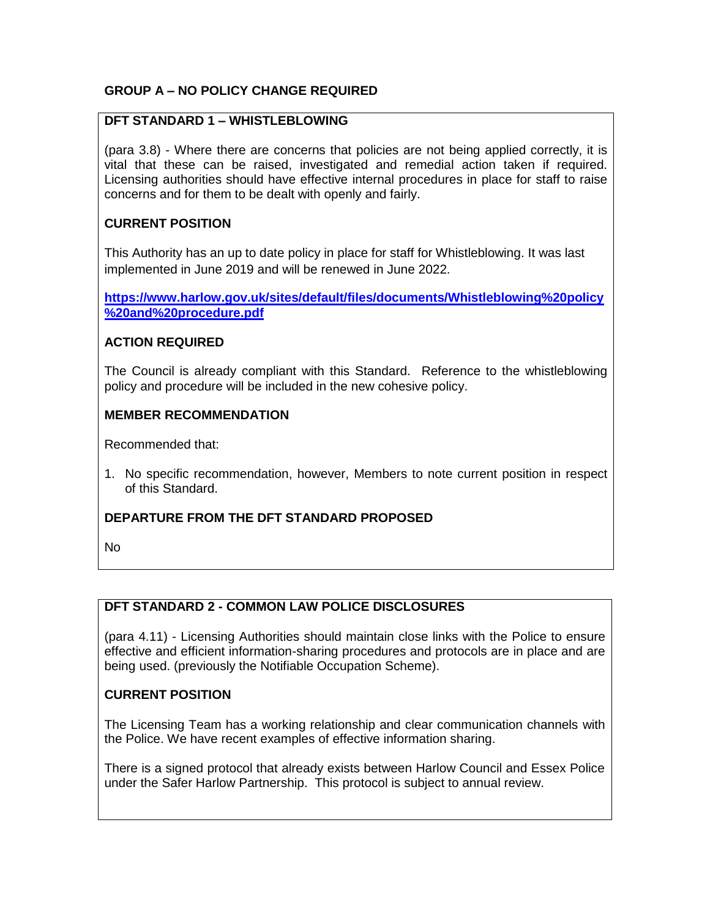## GROUP A – NO POLICY CHANGE REQUIRED

### DFT STANDARD 1 – WHISTLEBLOWING

(para 3.8) - Where there are concerns that policies are not being applied correctly, it is vital that these can be raised, investigated and remedial action taken if required. Licensing authorities should have effective internal procedures in place for staff to raise concerns and for them to be dealt with openly and fairly.

**CURRENT POSITION**

This Authority has an up to date policy in place for staff for Whistleblowing. It was last implemented in June 2019 and will be renewed in June 2022.

**https://www.harlow.gov.uk/sites/default/files/documents/Whistleblowing%20policy%20and%20procedure.pdf**

**ACTION REQUIRED**

The Council is already compliant with this Standard. Reference to the whistleblowing policy and procedure will be included in the new cohesive policy.

**MEMBER RECOMMENDATION**

Recommended that:

1. No specific recommendation, however, Members to note current position in respect of this Standard.

**DEPARTURE FROM THE DFT STANDARD PROPOSED**

No

### DFT STANDARD 2 - COMMON LAW POLICE DISCLOSURES

(para 4.11) - Licensing Authorities should maintain close links with the Police to ensure effective and efficient information-sharing procedures and protocols are in place and are being used. (previously the Notifiable Occupation Scheme).

**CURRENT POSITION**

The Licensing Team has a working relationship and clear communication channels with the Police. We have recent examples of effective information sharing.

There is a signed protocol that already exists between Harlow Council and Essex Police under the Safer Harlow Partnership. This protocol is subject to annual review.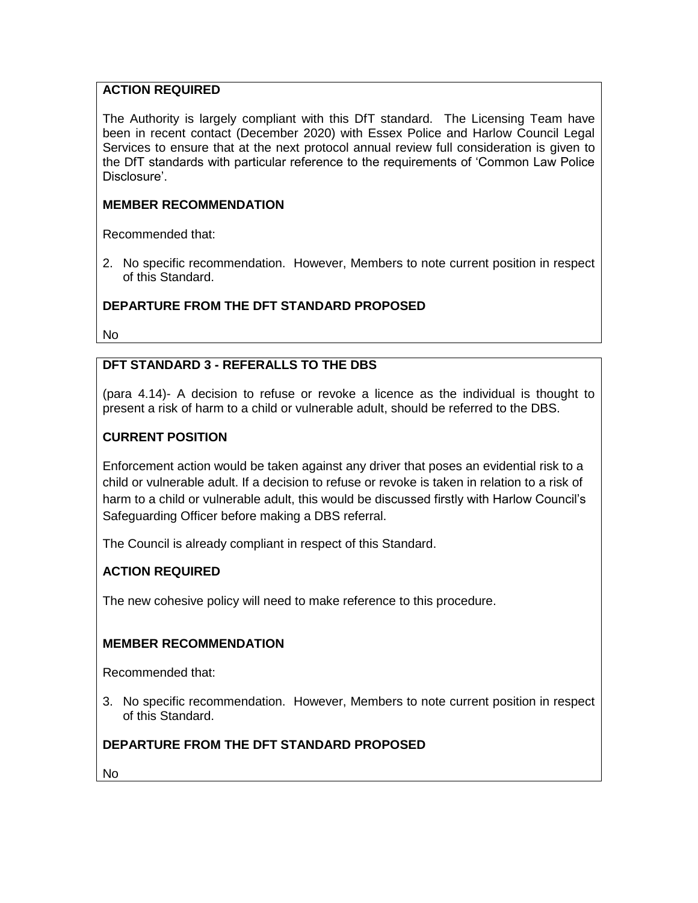**ACTION REQUIRED**

The Authority is largely compliant with this DfT standard. The Licensing Team have been in recent contact (December 2020) with Essex Police and Harlow Council Legal Services to ensure that at the next protocol annual review full consideration is given to the DfT standards with particular reference to the requirements of 'Common Law Police Disclosure'.

**MEMBER RECOMMENDATION**

Recommended that:

2. No specific recommendation. However, Members to note current position in respect of this Standard.

**DEPARTURE FROM THE DFT STANDARD PROPOSED**

No

**DFT STANDARD 3 - REFERALLS TO THE DBS**

(para 4.14)- A decision to refuse or revoke a licence as the individual is thought to present a risk of harm to a child or vulnerable adult, should be referred to the DBS.

**CURRENT POSITION**

Enforcement action would be taken against any driver that poses an evidential risk to a child or vulnerable adult. If a decision to refuse or revoke is taken in relation to a risk of harm to a child or vulnerable adult, this would be discussed firstly with Harlow Council's Safeguarding Officer before making a DBS referral.

The Council is already compliant in respect of this Standard.

**ACTION REQUIRED**

The new cohesive policy will need to make reference to this procedure.

**MEMBER RECOMMENDATION**

Recommended that:

3. No specific recommendation. However, Members to note current position in respect of this Standard.

**DEPARTURE FROM THE DFT STANDARD PROPOSED**

No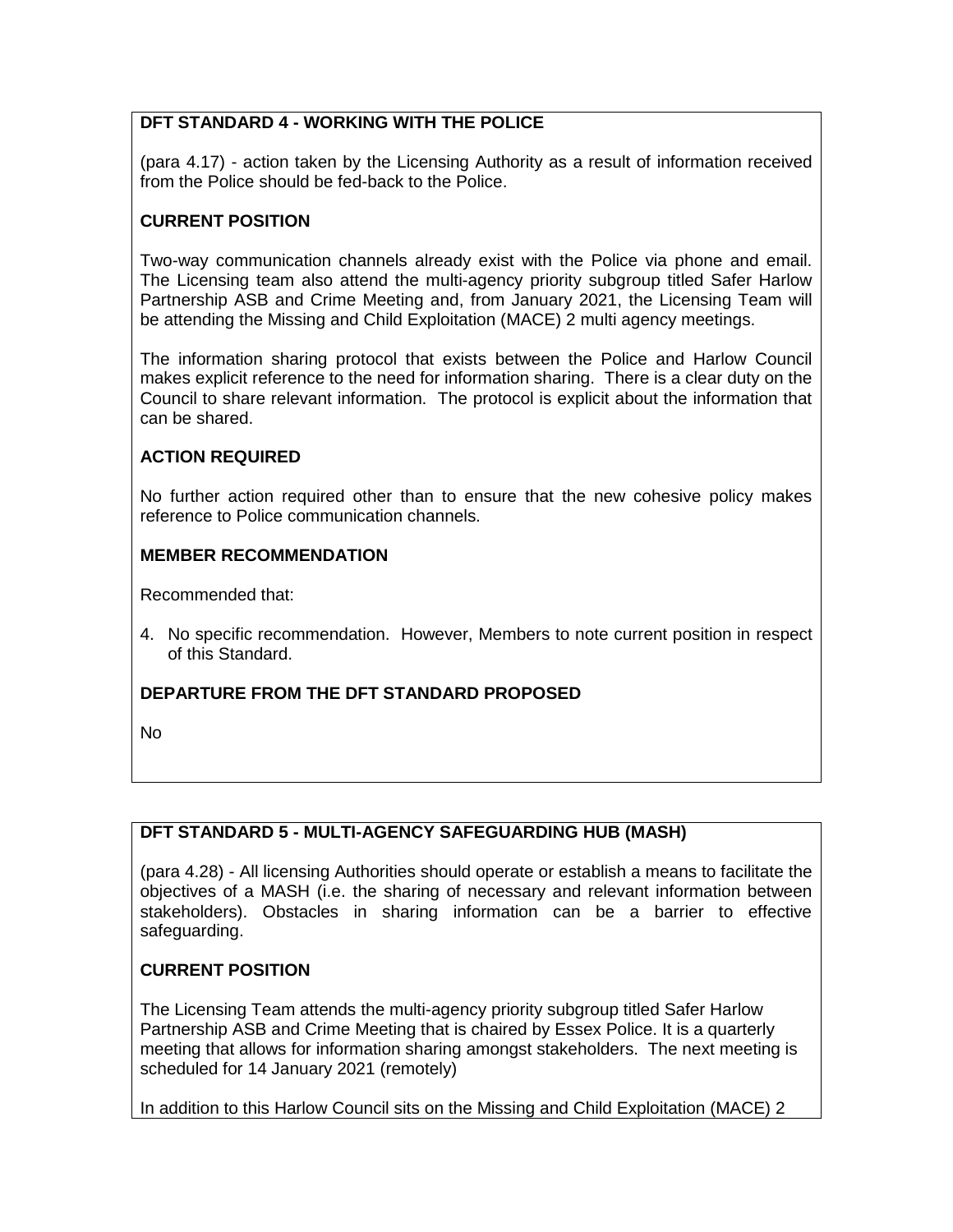**DFT STANDARD 4 - WORKING WITH THE POLICE**

(para 4.17) - action taken by the Licensing Authority as a result of information received from the Police should be fed-back to the Police.

**CURRENT POSITION**

Two-way communication channels already exist with the Police via phone and email. The Licensing team also attend the multi-agency priority subgroup titled Safer Harlow Partnership ASB and Crime Meeting and, from January 2021, the Licensing Team will be attending the Missing and Child Exploitation (MACE) 2 multi agency meetings.

The information sharing protocol that exists between the Police and Harlow Council makes explicit reference to the need for information sharing. There is a clear duty on the Council to share relevant information. The protocol is explicit about the information that can be shared.

**ACTION REQUIRED**

No further action required other than to ensure that the new cohesive policy makes reference to Police communication channels.

**MEMBER RECOMMENDATION**

Recommended that:

4. No specific recommendation. However, Members to note current position in respect of this Standard.

**DEPARTURE FROM THE DFT STANDARD PROPOSED**

No

**DFT STANDARD 5 - MULTI-AGENCY SAFEGUARDING HUB (MASH)**

(para 4.28) - All licensing Authorities should operate or establish a means to facilitate the objectives of a MASH (i.e. the sharing of necessary and relevant information between stakeholders). Obstacles in sharing information can be a barrier to effective safeguarding.

**CURRENT POSITION**

The Licensing Team attends the multi-agency priority subgroup titled Safer Harlow Partnership ASB and Crime Meeting that is chaired by Essex Police. It is a quarterly meeting that allows for information sharing amongst stakeholders. The next meeting is scheduled for 14 January 2021 (remotely)

In addition to this Harlow Council sits on the Missing and Child Exploitation (MACE) 2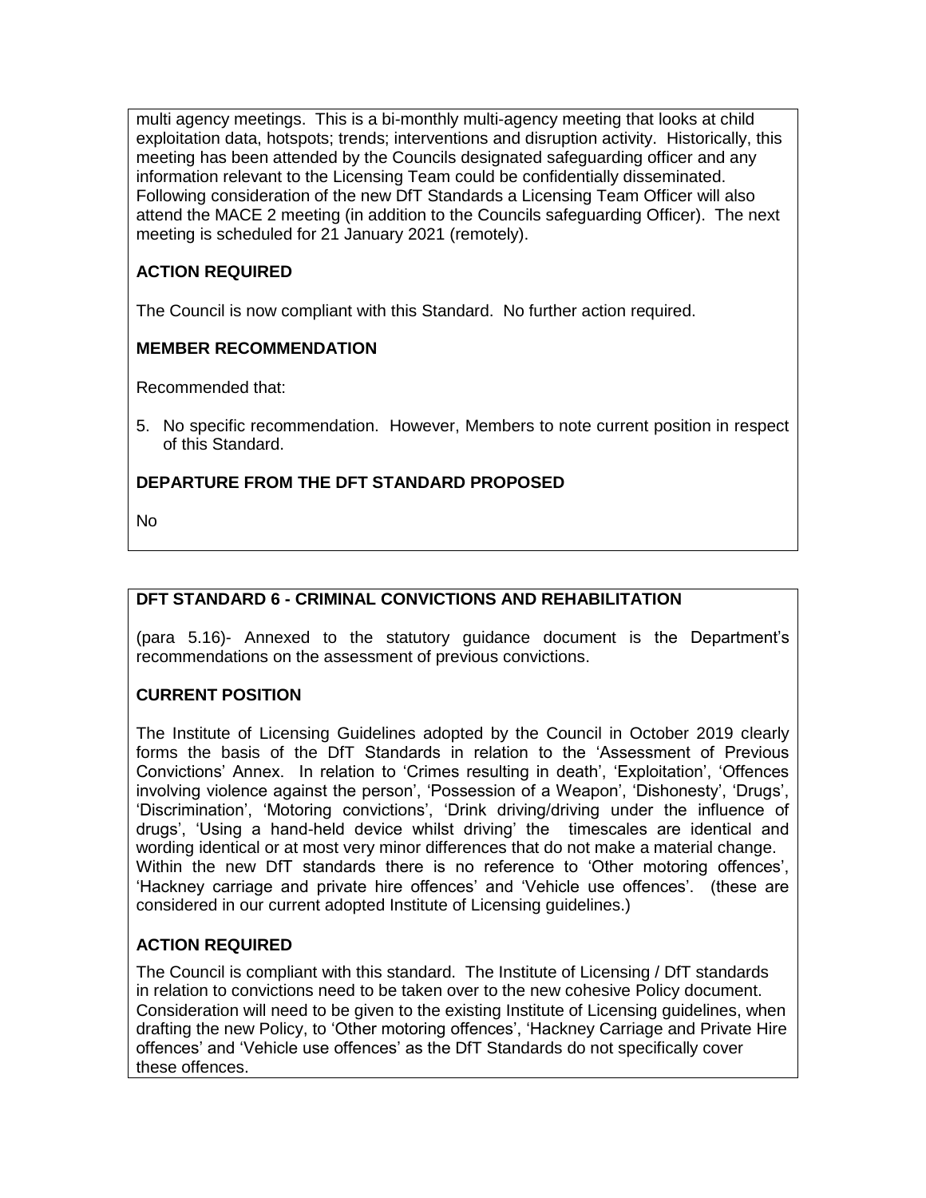multi agency meetings. This is a bi-monthly multi-agency meeting that looks at child exploitation data, hotspots; trends; interventions and disruption activity. Historically, this meeting has been attended by the Councils designated safeguarding officer and any information relevant to the Licensing Team could be confidentially disseminated. Following consideration of the new DfT Standards a Licensing Team Officer will also attend the MACE 2 meeting (in addition to the Councils safeguarding Officer). The next meeting is scheduled for 21 January 2021 (remotely).

**ACTION REQUIRED**

The Council is now compliant with this Standard. No further action required.

**MEMBER RECOMMENDATION**

Recommended that:

5. No specific recommendation. However, Members to note current position in respect of this Standard.

**DEPARTURE FROM THE DFT STANDARD PROPOSED**

No

**DFT STANDARD 6 - CRIMINAL CONVICTIONS AND REHABILITATION**

(para 5.16)- Annexed to the statutory guidance document is the Department's recommendations on the assessment of previous convictions.

**CURRENT POSITION**

The Institute of Licensing Guidelines adopted by the Council in October 2019 clearly forms the basis of the DfT Standards in relation to the 'Assessment of Previous Convictions' Annex. In relation to 'Crimes resulting in death', 'Exploitation', 'Offences involving violence against the person', 'Possession of a Weapon', 'Dishonesty', 'Drugs', 'Discrimination', 'Motoring convictions', 'Drink driving/driving under the influence of drugs', 'Using a hand-held device whilst driving' the timescales are identical and wording identical or at most very minor differences that do not make a material change.
Within the new DfT standards there is no reference to 'Other motoring offences', 'Hackney carriage and private hire offences' and 'Vehicle use offences'. (these are considered in our current adopted Institute of Licensing guidelines.)

**ACTION REQUIRED**

The Council is compliant with this standard. The Institute of Licensing / DfT standards in relation to convictions need to be taken over to the new cohesive Policy document. Consideration will need to be given to the existing Institute of Licensing guidelines, when drafting the new Policy, to 'Other motoring offences', 'Hackney Carriage and Private Hire offences' and 'Vehicle use offences' as the DfT Standards do not specifically cover these offences.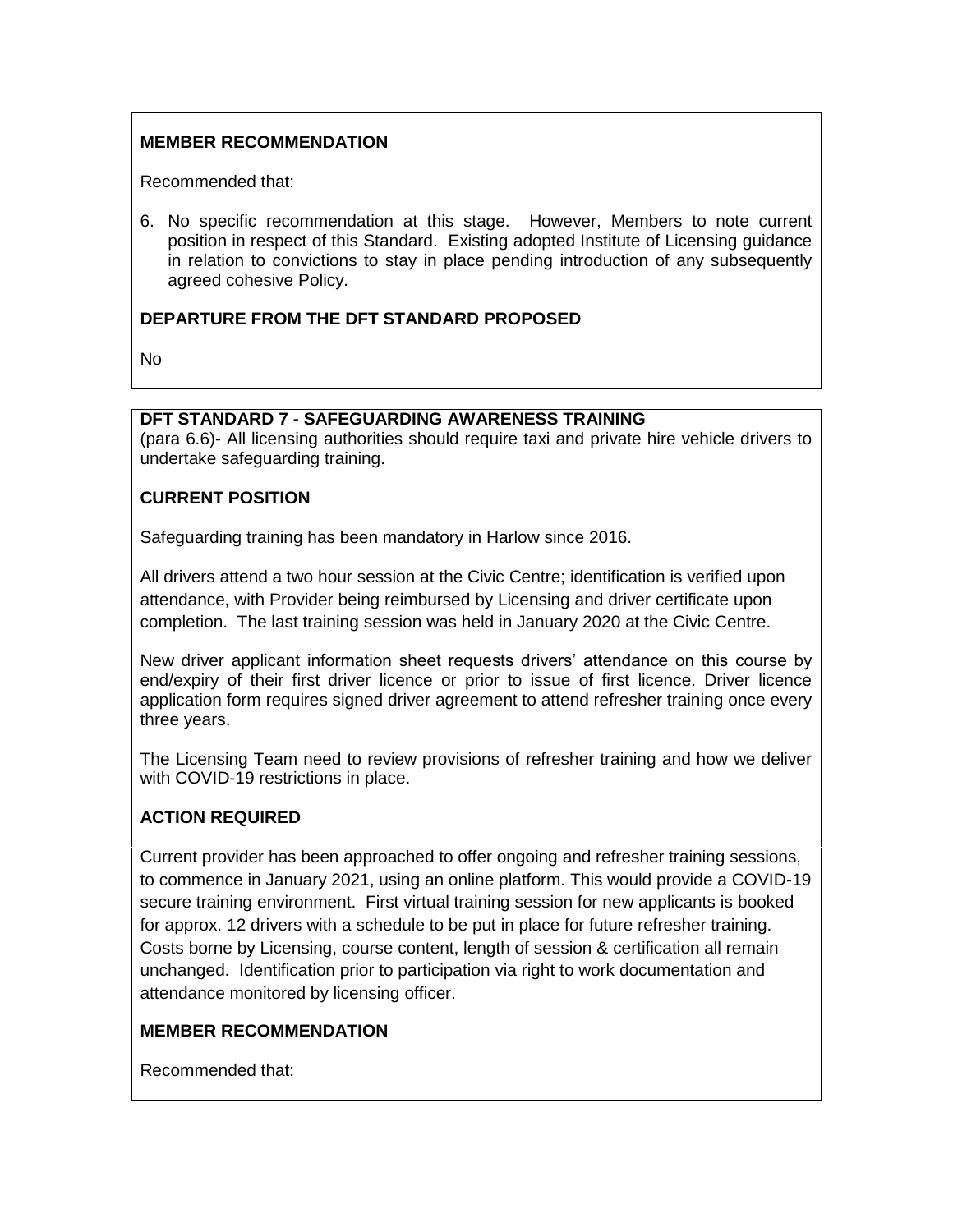**MEMBER RECOMMENDATION**

Recommended that:

6. No specific recommendation at this stage. However, Members to note current position in respect of this Standard. Existing adopted Institute of Licensing guidance in relation to convictions to stay in place pending introduction of any subsequently agreed cohesive Policy.

**DEPARTURE FROM THE DFT STANDARD PROPOSED**

No

**DFT STANDARD 7 - SAFEGUARDING AWARENESS TRAINING**

(para 6.6)- All licensing authorities should require taxi and private hire vehicle drivers to undertake safeguarding training.

**CURRENT POSITION**

Safeguarding training has been mandatory in Harlow since 2016.

All drivers attend a two hour session at the Civic Centre; identification is verified upon attendance, with Provider being reimbursed by Licensing and driver certificate upon completion. The last training session was held in January 2020 at the Civic Centre.

New driver applicant information sheet requests drivers' attendance on this course by end/expiry of their first driver licence or prior to issue of first licence. Driver licence application form requires signed driver agreement to attend refresher training once every three years.

The Licensing Team need to review provisions of refresher training and how we deliver with COVID-19 restrictions in place.

**ACTION REQUIRED**

Current provider has been approached to offer ongoing and refresher training sessions, to commence in January 2021, using an online platform. This would provide a COVID-19 secure training environment. First virtual training session for new applicants is booked for approx. 12 drivers with a schedule to be put in place for future refresher training. Costs borne by Licensing, course content, length of session & certification all remain unchanged. Identification prior to participation via right to work documentation and attendance monitored by licensing officer.

**MEMBER RECOMMENDATION**

Recommended that: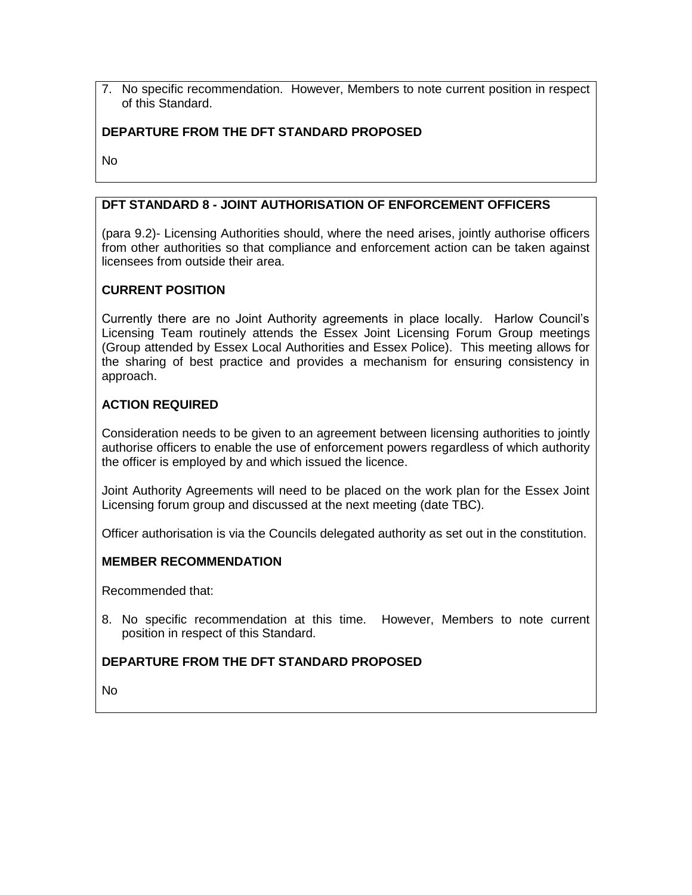7. No specific recommendation. However, Members to note current position in respect of this Standard.

**DEPARTURE FROM THE DFT STANDARD PROPOSED**

No

**DFT STANDARD 8 - JOINT AUTHORISATION OF ENFORCEMENT OFFICERS**

(para 9.2)- Licensing Authorities should, where the need arises, jointly authorise officers from other authorities so that compliance and enforcement action can be taken against licensees from outside their area.

**CURRENT POSITION**

Currently there are no Joint Authority agreements in place locally. Harlow Council's Licensing Team routinely attends the Essex Joint Licensing Forum Group meetings (Group attended by Essex Local Authorities and Essex Police). This meeting allows for the sharing of best practice and provides a mechanism for ensuring consistency in approach.

**ACTION REQUIRED**

Consideration needs to be given to an agreement between licensing authorities to jointly authorise officers to enable the use of enforcement powers regardless of which authority the officer is employed by and which issued the licence.

Joint Authority Agreements will need to be placed on the work plan for the Essex Joint Licensing forum group and discussed at the next meeting (date TBC).

Officer authorisation is via the Councils delegated authority as set out in the constitution.

**MEMBER RECOMMENDATION**

Recommended that:

8. No specific recommendation at this time. However, Members to note current position in respect of this Standard.

**DEPARTURE FROM THE DFT STANDARD PROPOSED**

No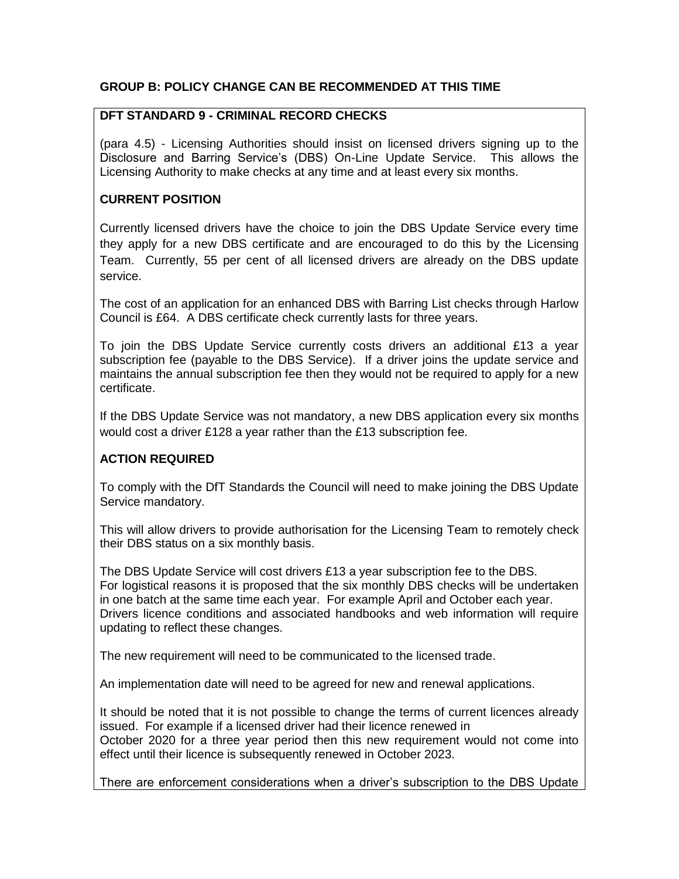**GROUP B: POLICY CHANGE CAN BE RECOMMENDED AT THIS TIME**

**DFT STANDARD 9 - CRIMINAL RECORD CHECKS**

(para 4.5) - Licensing Authorities should insist on licensed drivers signing up to the Disclosure and Barring Service's (DBS) On-Line Update Service. This allows the Licensing Authority to make checks at any time and at least every six months.

**CURRENT POSITION**

Currently licensed drivers have the choice to join the DBS Update Service every time they apply for a new DBS certificate and are encouraged to do this by the Licensing Team. Currently, 55 per cent of all licensed drivers are already on the DBS update service.

The cost of an application for an enhanced DBS with Barring List checks through Harlow Council is £64. A DBS certificate check currently lasts for three years.

To join the DBS Update Service currently costs drivers an additional £13 a year subscription fee (payable to the DBS Service). If a driver joins the update service and maintains the annual subscription fee then they would not be required to apply for a new certificate.

If the DBS Update Service was not mandatory, a new DBS application every six months would cost a driver £128 a year rather than the £13 subscription fee.

**ACTION REQUIRED**

To comply with the DfT Standards the Council will need to make joining the DBS Update Service mandatory.

This will allow drivers to provide authorisation for the Licensing Team to remotely check their DBS status on a six monthly basis.

The DBS Update Service will cost drivers £13 a year subscription fee to the DBS.
For logistical reasons it is proposed that the six monthly DBS checks will be undertaken in one batch at the same time each year. For example April and October each year.
Drivers licence conditions and associated handbooks and web information will require updating to reflect these changes.

The new requirement will need to be communicated to the licensed trade.

An implementation date will need to be agreed for new and renewal applications.

It should be noted that it is not possible to change the terms of current licences already issued. For example if a licensed driver had their licence renewed in October 2020 for a three year period then this new requirement would not come into effect until their licence is subsequently renewed in October 2023.

There are enforcement considerations when a driver's subscription to the DBS Update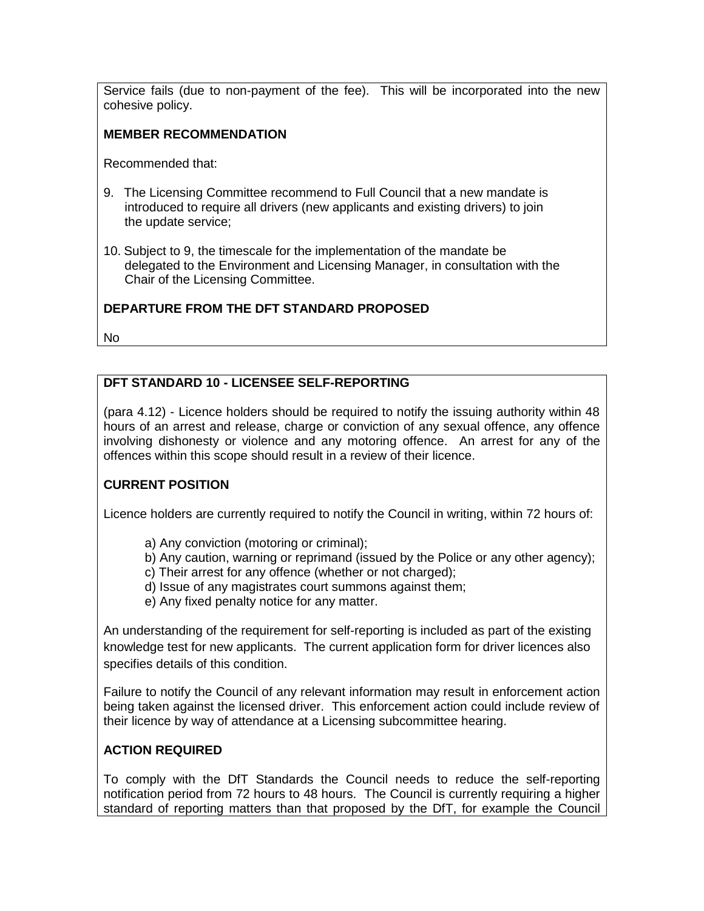Service fails (due to non-payment of the fee). This will be incorporated into the new cohesive policy.

**MEMBER RECOMMENDATION**

Recommended that:

9. The Licensing Committee recommend to Full Council that a new mandate is introduced to require all drivers (new applicants and existing drivers) to join the update service;

10. Subject to 9, the timescale for the implementation of the mandate be delegated to the Environment and Licensing Manager, in consultation with the Chair of the Licensing Committee.

**DEPARTURE FROM THE DFT STANDARD PROPOSED**

No

**DFT STANDARD 10 - LICENSEE SELF-REPORTING**

(para 4.12) - Licence holders should be required to notify the issuing authority within 48 hours of an arrest and release, charge or conviction of any sexual offence, any offence involving dishonesty or violence and any motoring offence. An arrest for any of the offences within this scope should result in a review of their licence.

**CURRENT POSITION**

Licence holders are currently required to notify the Council in writing, within 72 hours of:

a) Any conviction (motoring or criminal);
b) Any caution, warning or reprimand (issued by the Police or any other agency);
c) Their arrest for any offence (whether or not charged);
d) Issue of any magistrates court summons against them;
e) Any fixed penalty notice for any matter.

An understanding of the requirement for self-reporting is included as part of the existing knowledge test for new applicants. The current application form for driver licences also specifies details of this condition.

Failure to notify the Council of any relevant information may result in enforcement action being taken against the licensed driver. This enforcement action could include review of their licence by way of attendance at a Licensing subcommittee hearing.

**ACTION REQUIRED**

To comply with the DfT Standards the Council needs to reduce the self-reporting notification period from 72 hours to 48 hours. The Council is currently requiring a higher standard of reporting matters than that proposed by the DfT, for example the Council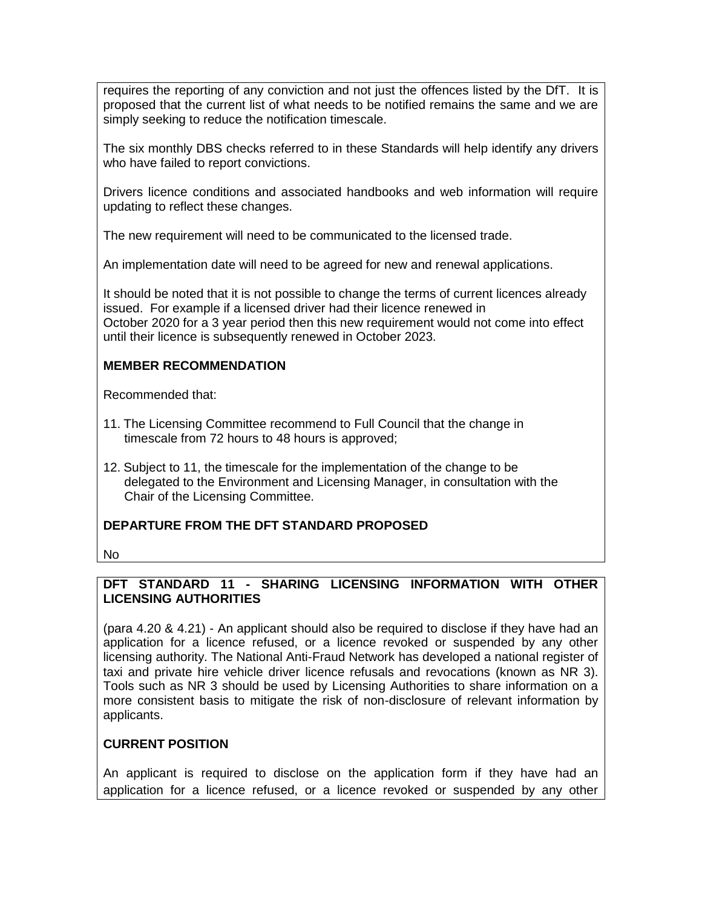requires the reporting of any conviction and not just the offences listed by the DfT. It is proposed that the current list of what needs to be notified remains the same and we are simply seeking to reduce the notification timescale.

The six monthly DBS checks referred to in these Standards will help identify any drivers who have failed to report convictions.

Drivers licence conditions and associated handbooks and web information will require updating to reflect these changes.

The new requirement will need to be communicated to the licensed trade.

An implementation date will need to be agreed for new and renewal applications.

It should be noted that it is not possible to change the terms of current licences already issued. For example if a licensed driver had their licence renewed in October 2020 for a 3 year period then this new requirement would not come into effect until their licence is subsequently renewed in October 2023.

**MEMBER RECOMMENDATION**

Recommended that:

11. The Licensing Committee recommend to Full Council that the change in timescale from 72 hours to 48 hours is approved;

12. Subject to 11, the timescale for the implementation of the change to be delegated to the Environment and Licensing Manager, in consultation with the Chair of the Licensing Committee.

**DEPARTURE FROM THE DFT STANDARD PROPOSED**

No

**DFT STANDARD 11 - SHARING LICENSING INFORMATION WITH OTHER LICENSING AUTHORITIES**

(para 4.20 & 4.21) - An applicant should also be required to disclose if they have had an application for a licence refused, or a licence revoked or suspended by any other licensing authority. The National Anti-Fraud Network has developed a national register of taxi and private hire vehicle driver licence refusals and revocations (known as NR 3). Tools such as NR 3 should be used by Licensing Authorities to share information on a more consistent basis to mitigate the risk of non-disclosure of relevant information by applicants.

**CURRENT POSITION**

An applicant is required to disclose on the application form if they have had an application for a licence refused, or a licence revoked or suspended by any other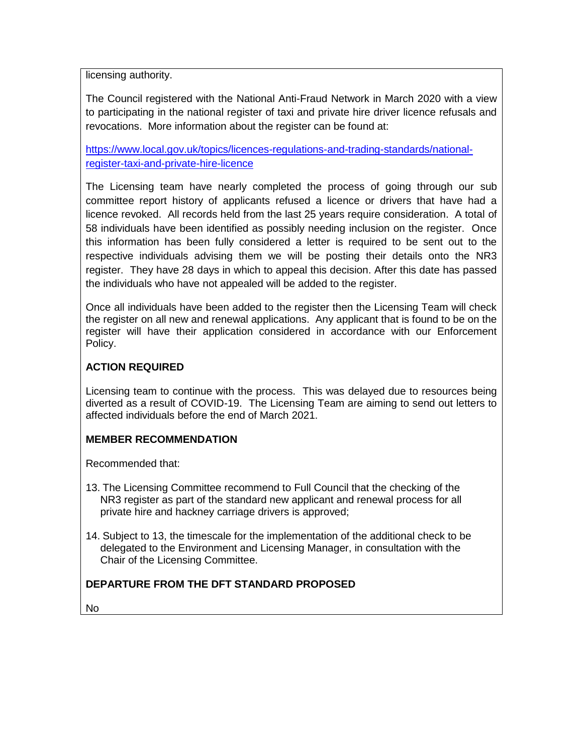licensing authority.

The Council registered with the National Anti-Fraud Network in March 2020 with a view to participating in the national register of taxi and private hire driver licence refusals and revocations. More information about the register can be found at:

https://www.local.gov.uk/topics/licences-regulations-and-trading-standards/national-register-taxi-and-private-hire-licence

The Licensing team have nearly completed the process of going through our sub committee report history of applicants refused a licence or drivers that have had a licence revoked. All records held from the last 25 years require consideration. A total of 58 individuals have been identified as possibly needing inclusion on the register. Once this information has been fully considered a letter is required to be sent out to the respective individuals advising them we will be posting their details onto the NR3 register. They have 28 days in which to appeal this decision. After this date has passed the individuals who have not appealed will be added to the register.

Once all individuals have been added to the register then the Licensing Team will check the register on all new and renewal applications. Any applicant that is found to be on the register will have their application considered in accordance with our Enforcement Policy.

**ACTION REQUIRED**

Licensing team to continue with the process. This was delayed due to resources being diverted as a result of COVID-19. The Licensing Team are aiming to send out letters to affected individuals before the end of March 2021.

**MEMBER RECOMMENDATION**

Recommended that:

13. The Licensing Committee recommend to Full Council that the checking of the NR3 register as part of the standard new applicant and renewal process for all private hire and hackney carriage drivers is approved;

14. Subject to 13, the timescale for the implementation of the additional check to be delegated to the Environment and Licensing Manager, in consultation with the Chair of the Licensing Committee.

**DEPARTURE FROM THE DFT STANDARD PROPOSED**

No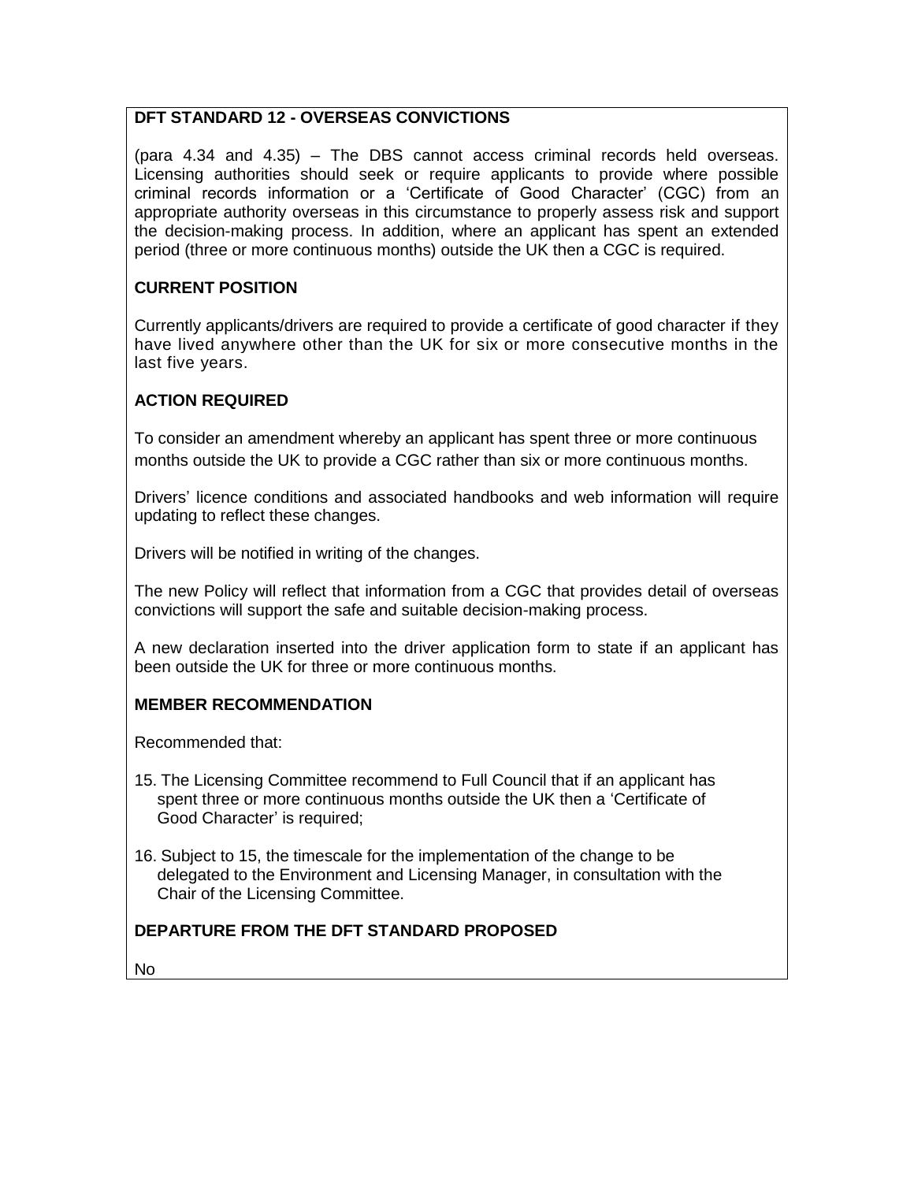**DFT STANDARD 12 - OVERSEAS CONVICTIONS**

(para 4.34 and 4.35) – The DBS cannot access criminal records held overseas. Licensing authorities should seek or require applicants to provide where possible criminal records information or a 'Certificate of Good Character' (CGC) from an appropriate authority overseas in this circumstance to properly assess risk and support the decision-making process. In addition, where an applicant has spent an extended period (three or more continuous months) outside the UK then a CGC is required.

**CURRENT POSITION**

Currently applicants/drivers are required to provide a certificate of good character if they have lived anywhere other than the UK for six or more consecutive months in the last five years.

**ACTION REQUIRED**

To consider an amendment whereby an applicant has spent three or more continuous months outside the UK to provide a CGC rather than six or more continuous months.

Drivers' licence conditions and associated handbooks and web information will require updating to reflect these changes.

Drivers will be notified in writing of the changes.

The new Policy will reflect that information from a CGC that provides detail of overseas convictions will support the safe and suitable decision-making process.

A new declaration inserted into the driver application form to state if an applicant has been outside the UK for three or more continuous months.

**MEMBER RECOMMENDATION**

Recommended that:

15. The Licensing Committee recommend to Full Council that if an applicant has spent three or more continuous months outside the UK then a 'Certificate of Good Character' is required;

16. Subject to 15, the timescale for the implementation of the change to be delegated to the Environment and Licensing Manager, in consultation with the Chair of the Licensing Committee.

**DEPARTURE FROM THE DFT STANDARD PROPOSED**

No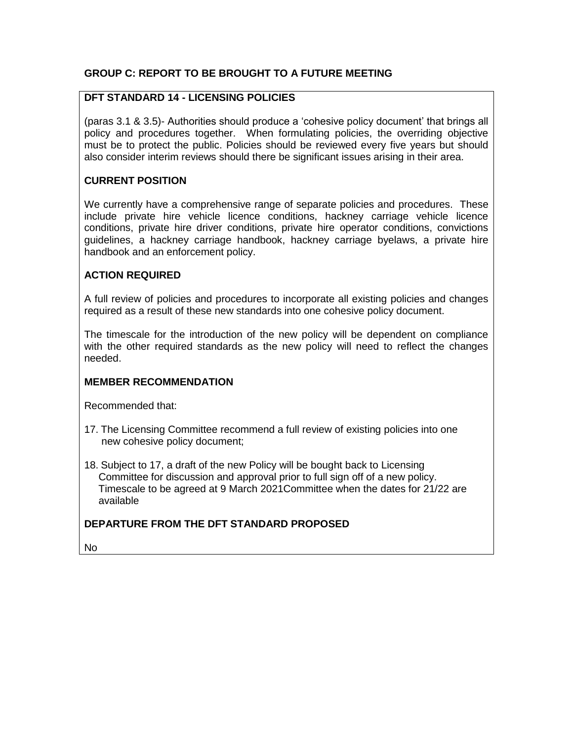## GROUP C: REPORT TO BE BROUGHT TO A FUTURE MEETING

### DFT STANDARD 14 - LICENSING POLICIES

(paras 3.1 & 3.5)- Authorities should produce a 'cohesive policy document' that brings all policy and procedures together. When formulating policies, the overriding objective must be to protect the public. Policies should be reviewed every five years but should also consider interim reviews should there be significant issues arising in their area.

### CURRENT POSITION

We currently have a comprehensive range of separate policies and procedures. These include private hire vehicle licence conditions, hackney carriage vehicle licence conditions, private hire driver conditions, private hire operator conditions, convictions guidelines, a hackney carriage handbook, hackney carriage byelaws, a private hire handbook and an enforcement policy.

### ACTION REQUIRED

A full review of policies and procedures to incorporate all existing policies and changes required as a result of these new standards into one cohesive policy document.

The timescale for the introduction of the new policy will be dependent on compliance with the other required standards as the new policy will need to reflect the changes needed.

### MEMBER RECOMMENDATION

Recommended that:

17. The Licensing Committee recommend a full review of existing policies into one new cohesive policy document;
18. Subject to 17, a draft of the new Policy will be bought back to Licensing Committee for discussion and approval prior to full sign off of a new policy. Timescale to be agreed at 9 March 2021Committee when the dates for 21/22 are available

### DEPARTURE FROM THE DFT STANDARD PROPOSED

No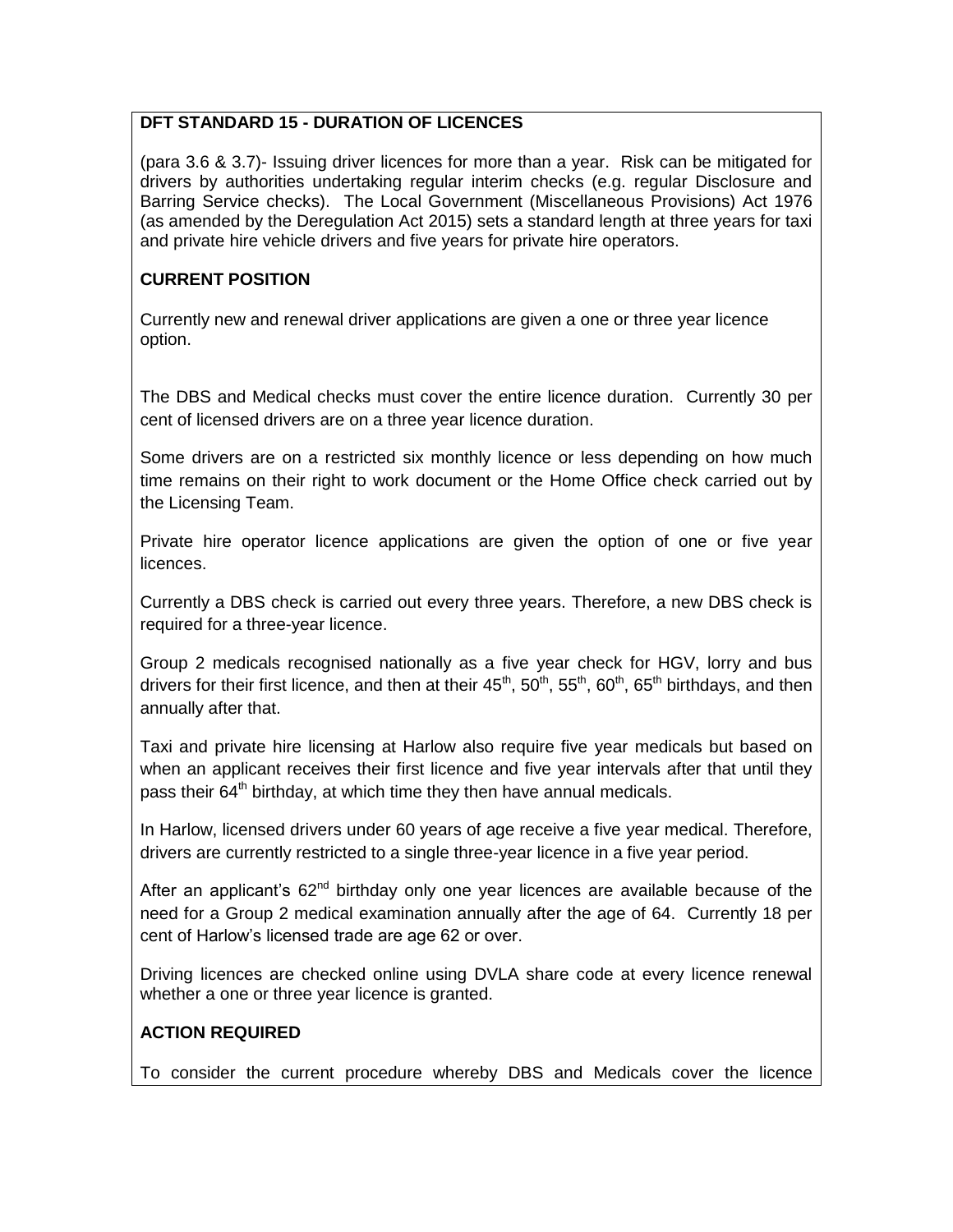**DFT STANDARD 15 - DURATION OF LICENCES**

(para 3.6 & 3.7)- Issuing driver licences for more than a year. Risk can be mitigated for drivers by authorities undertaking regular interim checks (e.g. regular Disclosure and Barring Service checks). The Local Government (Miscellaneous Provisions) Act 1976 (as amended by the Deregulation Act 2015) sets a standard length at three years for taxi and private hire vehicle drivers and five years for private hire operators.

**CURRENT POSITION**

Currently new and renewal driver applications are given a one or three year licence option.

The DBS and Medical checks must cover the entire licence duration. Currently 30 per cent of licensed drivers are on a three year licence duration.

Some drivers are on a restricted six monthly licence or less depending on how much time remains on their right to work document or the Home Office check carried out by the Licensing Team.

Private hire operator licence applications are given the option of one or five year licences.

Currently a DBS check is carried out every three years. Therefore, a new DBS check is required for a three-year licence.

Group 2 medicals recognised nationally as a five year check for HGV, lorry and bus drivers for their first licence, and then at their 45th, 50th, 55th, 60th, 65th birthdays, and then annually after that.

Taxi and private hire licensing at Harlow also require five year medicals but based on when an applicant receives their first licence and five year intervals after that until they pass their 64th birthday, at which time they then have annual medicals.

In Harlow, licensed drivers under 60 years of age receive a five year medical. Therefore, drivers are currently restricted to a single three-year licence in a five year period.

After an applicant's 62nd birthday only one year licences are available because of the need for a Group 2 medical examination annually after the age of 64. Currently 18 per cent of Harlow's licensed trade are age 62 or over.

Driving licences are checked online using DVLA share code at every licence renewal whether a one or three year licence is granted.

**ACTION REQUIRED**

To consider the current procedure whereby DBS and Medicals cover the licence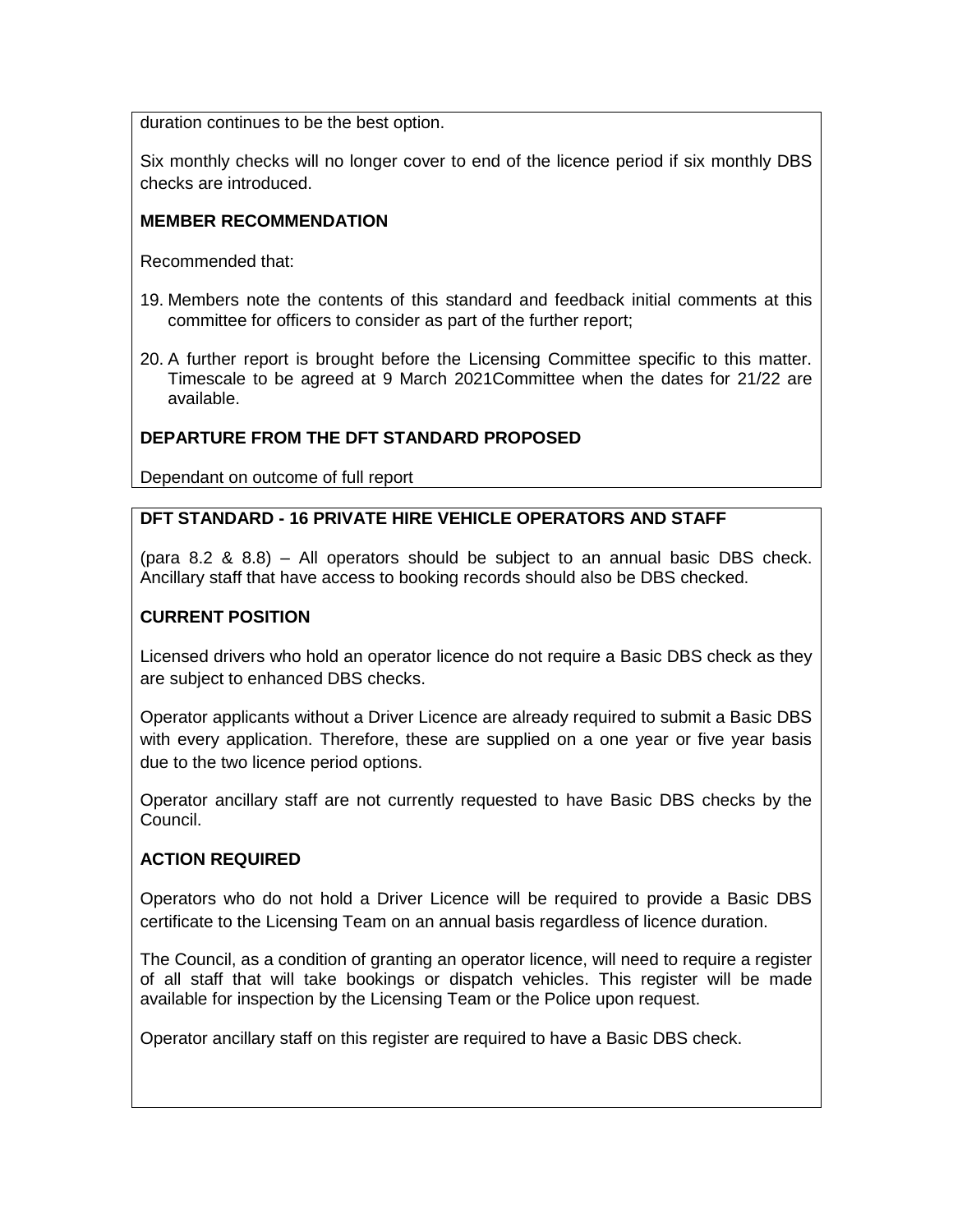duration continues to be the best option.

Six monthly checks will no longer cover to end of the licence period if six monthly DBS checks are introduced.

**MEMBER RECOMMENDATION**

Recommended that:

19. Members note the contents of this standard and feedback initial comments at this committee for officers to consider as part of the further report;
20. A further report is brought before the Licensing Committee specific to this matter. Timescale to be agreed at 9 March 2021Committee when the dates for 21/22 are available.

**DEPARTURE FROM THE DFT STANDARD PROPOSED**

Dependant on outcome of full report

**DFT STANDARD - 16 PRIVATE HIRE VEHICLE OPERATORS AND STAFF**

(para 8.2 & 8.8) – All operators should be subject to an annual basic DBS check. Ancillary staff that have access to booking records should also be DBS checked.

**CURRENT POSITION**

Licensed drivers who hold an operator licence do not require a Basic DBS check as they are subject to enhanced DBS checks.

Operator applicants without a Driver Licence are already required to submit a Basic DBS with every application. Therefore, these are supplied on a one year or five year basis due to the two licence period options.

Operator ancillary staff are not currently requested to have Basic DBS checks by the Council.

**ACTION REQUIRED**

Operators who do not hold a Driver Licence will be required to provide a Basic DBS certificate to the Licensing Team on an annual basis regardless of licence duration.

The Council, as a condition of granting an operator licence, will need to require a register of all staff that will take bookings or dispatch vehicles. This register will be made available for inspection by the Licensing Team or the Police upon request.

Operator ancillary staff on this register are required to have a Basic DBS check.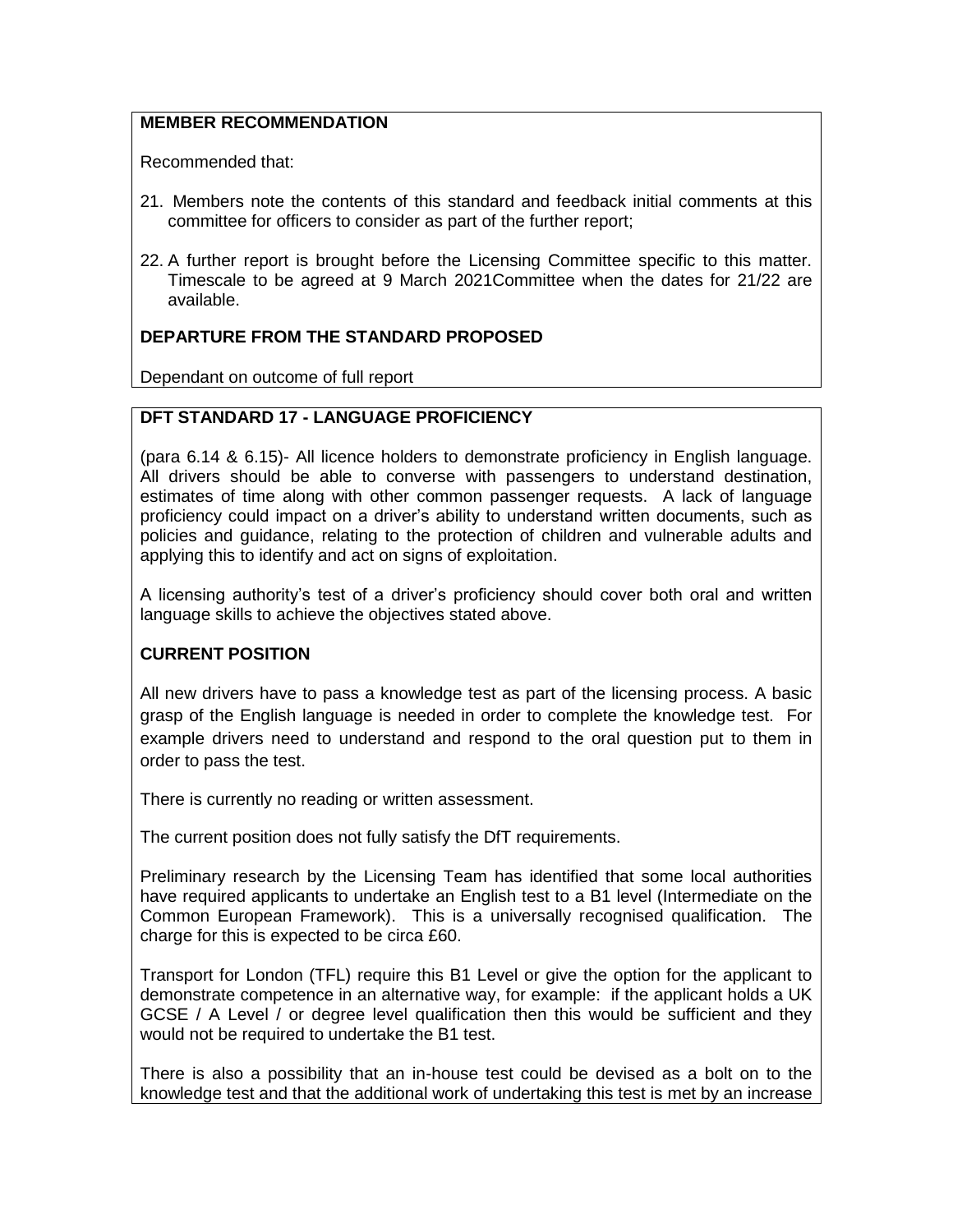**MEMBER RECOMMENDATION**

Recommended that:

21. Members note the contents of this standard and feedback initial comments at this committee for officers to consider as part of the further report;

22. A further report is brought before the Licensing Committee specific to this matter. Timescale to be agreed at 9 March 2021Committee when the dates for 21/22 are available.

**DEPARTURE FROM THE STANDARD PROPOSED**

Dependant on outcome of full report

**DFT STANDARD 17 - LANGUAGE PROFICIENCY**

(para 6.14 & 6.15)- All licence holders to demonstrate proficiency in English language. All drivers should be able to converse with passengers to understand destination, estimates of time along with other common passenger requests. A lack of language proficiency could impact on a driver's ability to understand written documents, such as policies and guidance, relating to the protection of children and vulnerable adults and applying this to identify and act on signs of exploitation.

A licensing authority's test of a driver's proficiency should cover both oral and written language skills to achieve the objectives stated above.

**CURRENT POSITION**

All new drivers have to pass a knowledge test as part of the licensing process. A basic grasp of the English language is needed in order to complete the knowledge test. For example drivers need to understand and respond to the oral question put to them in order to pass the test.

There is currently no reading or written assessment.

The current position does not fully satisfy the DfT requirements.

Preliminary research by the Licensing Team has identified that some local authorities have required applicants to undertake an English test to a B1 level (Intermediate on the Common European Framework). This is a universally recognised qualification. The charge for this is expected to be circa £60.

Transport for London (TFL) require this B1 Level or give the option for the applicant to demonstrate competence in an alternative way, for example: if the applicant holds a UK GCSE / A Level / or degree level qualification then this would be sufficient and they would not be required to undertake the B1 test.

There is also a possibility that an in-house test could be devised as a bolt on to the knowledge test and that the additional work of undertaking this test is met by an increase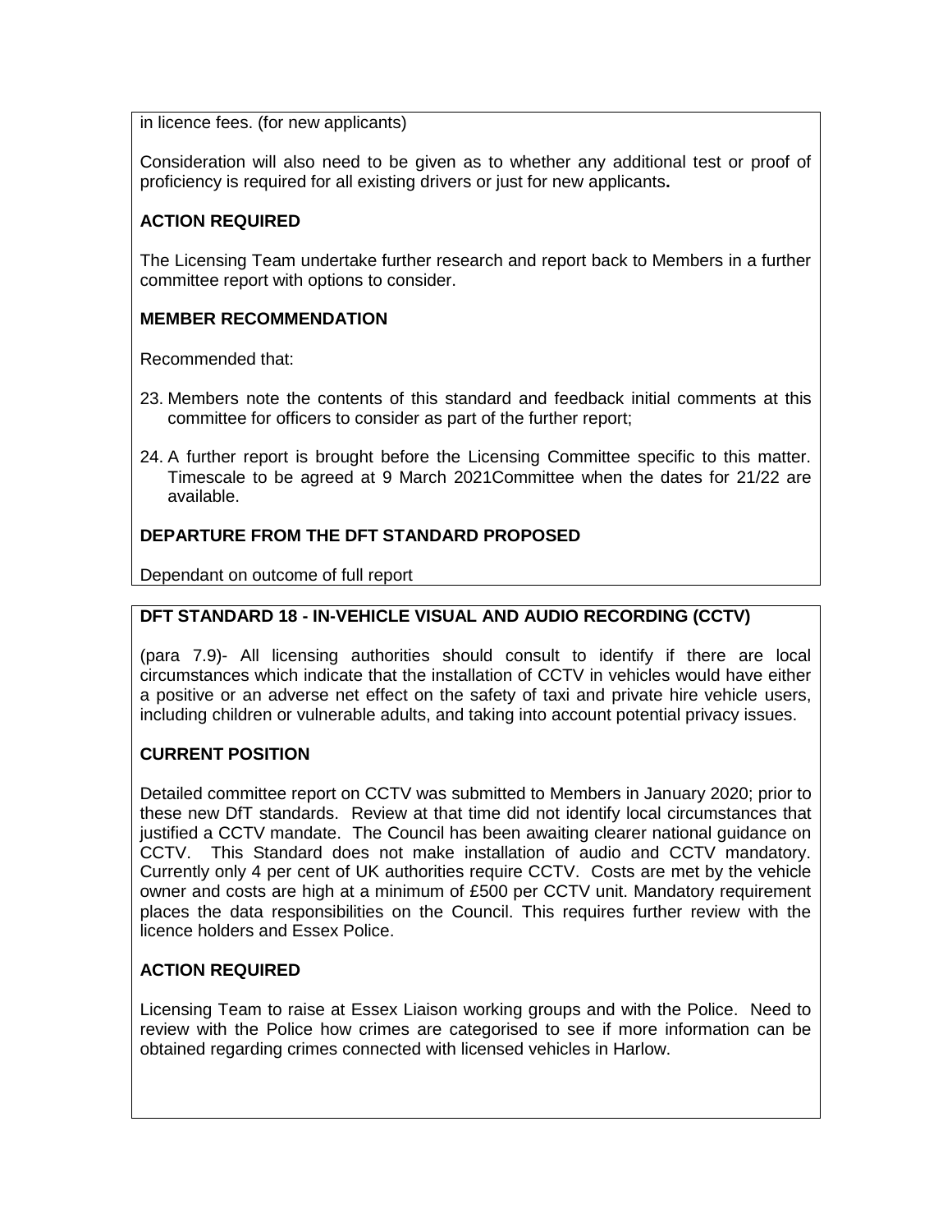in licence fees. (for new applicants)

Consideration will also need to be given as to whether any additional test or proof of proficiency is required for all existing drivers or just for new applicants**.**

**ACTION REQUIRED**

The Licensing Team undertake further research and report back to Members in a further committee report with options to consider.

**MEMBER RECOMMENDATION**

Recommended that:

23. Members note the contents of this standard and feedback initial comments at this committee for officers to consider as part of the further report;

24. A further report is brought before the Licensing Committee specific to this matter. Timescale to be agreed at 9 March 2021Committee when the dates for 21/22 are available.

**DEPARTURE FROM THE DFT STANDARD PROPOSED**

Dependant on outcome of full report

**DFT STANDARD 18 - IN-VEHICLE VISUAL AND AUDIO RECORDING (CCTV)**

(para 7.9)- All licensing authorities should consult to identify if there are local circumstances which indicate that the installation of CCTV in vehicles would have either a positive or an adverse net effect on the safety of taxi and private hire vehicle users, including children or vulnerable adults, and taking into account potential privacy issues.

**CURRENT POSITION**

Detailed committee report on CCTV was submitted to Members in January 2020; prior to these new DfT standards. Review at that time did not identify local circumstances that justified a CCTV mandate. The Council has been awaiting clearer national guidance on CCTV. This Standard does not make installation of audio and CCTV mandatory. Currently only 4 per cent of UK authorities require CCTV. Costs are met by the vehicle owner and costs are high at a minimum of £500 per CCTV unit. Mandatory requirement places the data responsibilities on the Council. This requires further review with the licence holders and Essex Police.

**ACTION REQUIRED**

Licensing Team to raise at Essex Liaison working groups and with the Police. Need to review with the Police how crimes are categorised to see if more information can be obtained regarding crimes connected with licensed vehicles in Harlow.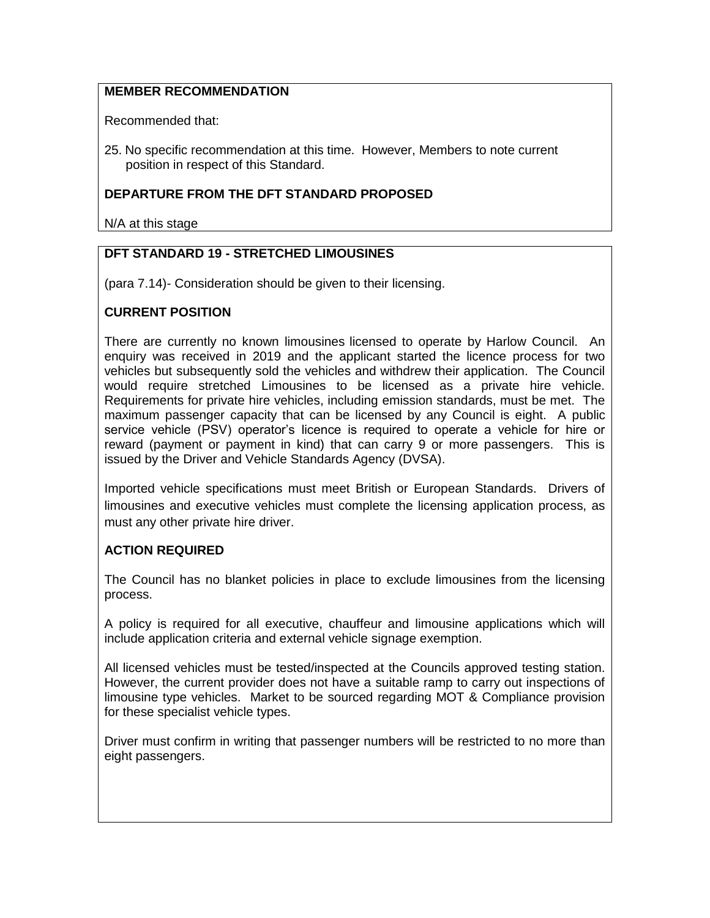**MEMBER RECOMMENDATION**

Recommended that:

25. No specific recommendation at this time. However, Members to note current position in respect of this Standard.

**DEPARTURE FROM THE DFT STANDARD PROPOSED**

N/A at this stage

**DFT STANDARD 19 - STRETCHED LIMOUSINES**

(para 7.14)- Consideration should be given to their licensing.

**CURRENT POSITION**

There are currently no known limousines licensed to operate by Harlow Council. An enquiry was received in 2019 and the applicant started the licence process for two vehicles but subsequently sold the vehicles and withdrew their application. The Council would require stretched Limousines to be licensed as a private hire vehicle. Requirements for private hire vehicles, including emission standards, must be met. The maximum passenger capacity that can be licensed by any Council is eight. A public service vehicle (PSV) operator's licence is required to operate a vehicle for hire or reward (payment or payment in kind) that can carry 9 or more passengers. This is issued by the Driver and Vehicle Standards Agency (DVSA).

Imported vehicle specifications must meet British or European Standards. Drivers of limousines and executive vehicles must complete the licensing application process, as must any other private hire driver.

**ACTION REQUIRED**

The Council has no blanket policies in place to exclude limousines from the licensing process.

A policy is required for all executive, chauffeur and limousine applications which will include application criteria and external vehicle signage exemption.

All licensed vehicles must be tested/inspected at the Councils approved testing station. However, the current provider does not have a suitable ramp to carry out inspections of limousine type vehicles. Market to be sourced regarding MOT & Compliance provision for these specialist vehicle types.

Driver must confirm in writing that passenger numbers will be restricted to no more than eight passengers.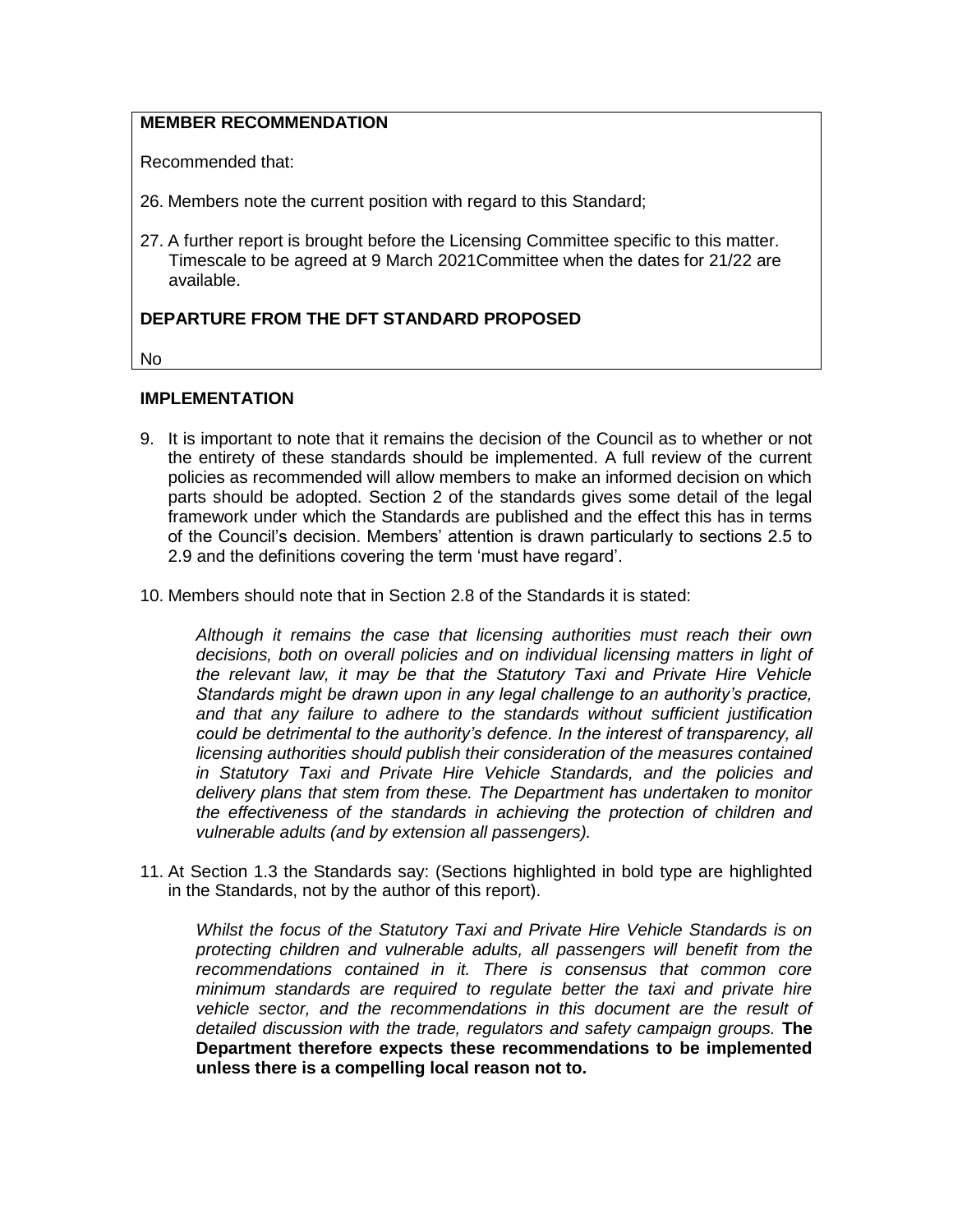**MEMBER RECOMMENDATION**

Recommended that:

26. Members note the current position with regard to this Standard;

27. A further report is brought before the Licensing Committee specific to this matter. Timescale to be agreed at 9 March 2021Committee when the dates for 21/22 are available.

**DEPARTURE FROM THE DFT STANDARD PROPOSED**

No

## IMPLEMENTATION

9. It is important to note that it remains the decision of the Council as to whether or not the entirety of these standards should be implemented. A full review of the current policies as recommended will allow members to make an informed decision on which parts should be adopted. Section 2 of the standards gives some detail of the legal framework under which the Standards are published and the effect this has in terms of the Council's decision. Members' attention is drawn particularly to sections 2.5 to 2.9 and the definitions covering the term 'must have regard'.

10. Members should note that in Section 2.8 of the Standards it is stated:

    *Although it remains the case that licensing authorities must reach their own decisions, both on overall policies and on individual licensing matters in light of the relevant law, it may be that the Statutory Taxi and Private Hire Vehicle Standards might be drawn upon in any legal challenge to an authority's practice, and that any failure to adhere to the standards without sufficient justification could be detrimental to the authority's defence. In the interest of transparency, all licensing authorities should publish their consideration of the measures contained in Statutory Taxi and Private Hire Vehicle Standards, and the policies and delivery plans that stem from these. The Department has undertaken to monitor the effectiveness of the standards in achieving the protection of children and vulnerable adults (and by extension all passengers).*

11. At Section 1.3 the Standards say: (Sections highlighted in bold type are highlighted in the Standards, not by the author of this report).

    *Whilst the focus of the Statutory Taxi and Private Hire Vehicle Standards is on protecting children and vulnerable adults, all passengers will benefit from the recommendations contained in it. There is consensus that common core minimum standards are required to regulate better the taxi and private hire vehicle sector, and the recommendations in this document are the result of detailed discussion with the trade, regulators and safety campaign groups.* **The Department therefore expects these recommendations to be implemented unless there is a compelling local reason not to.**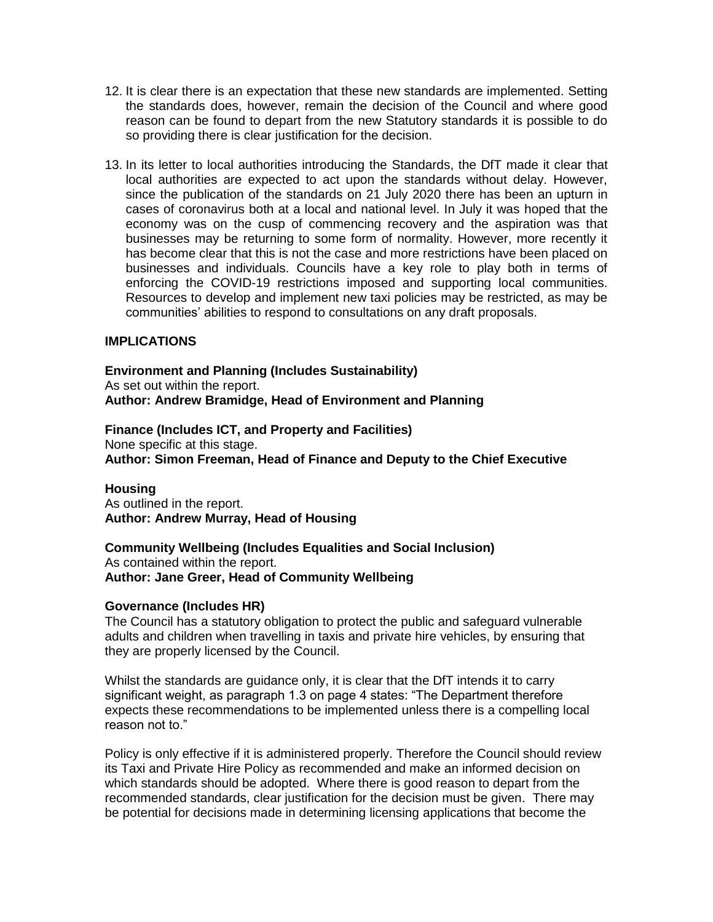12. It is clear there is an expectation that these new standards are implemented. Setting the standards does, however, remain the decision of the Council and where good reason can be found to depart from the new Statutory standards it is possible to do so providing there is clear justification for the decision.

13. In its letter to local authorities introducing the Standards, the DfT made it clear that local authorities are expected to act upon the standards without delay. However, since the publication of the standards on 21 July 2020 there has been an upturn in cases of coronavirus both at a local and national level. In July it was hoped that the economy was on the cusp of commencing recovery and the aspiration was that businesses may be returning to some form of normality. However, more recently it has become clear that this is not the case and more restrictions have been placed on businesses and individuals. Councils have a key role to play both in terms of enforcing the COVID-19 restrictions imposed and supporting local communities. Resources to develop and implement new taxi policies may be restricted, as may be communities' abilities to respond to consultations on any draft proposals.

## IMPLICATIONS

**Environment and Planning (Includes Sustainability)**
As set out within the report.
**Author: Andrew Bramidge, Head of Environment and Planning**

**Finance (Includes ICT, and Property and Facilities)**
None specific at this stage.
**Author: Simon Freeman, Head of Finance and Deputy to the Chief Executive**

**Housing**
As outlined in the report.
**Author: Andrew Murray, Head of Housing**

**Community Wellbeing (Includes Equalities and Social Inclusion)**
As contained within the report.
**Author: Jane Greer, Head of Community Wellbeing**

**Governance (Includes HR)**
The Council has a statutory obligation to protect the public and safeguard vulnerable adults and children when travelling in taxis and private hire vehicles, by ensuring that they are properly licensed by the Council.

Whilst the standards are guidance only, it is clear that the DfT intends it to carry significant weight, as paragraph 1.3 on page 4 states: "The Department therefore expects these recommendations to be implemented unless there is a compelling local reason not to."

Policy is only effective if it is administered properly. Therefore the Council should review its Taxi and Private Hire Policy as recommended and make an informed decision on which standards should be adopted. Where there is good reason to depart from the recommended standards, clear justification for the decision must be given. There may be potential for decisions made in determining licensing applications that become the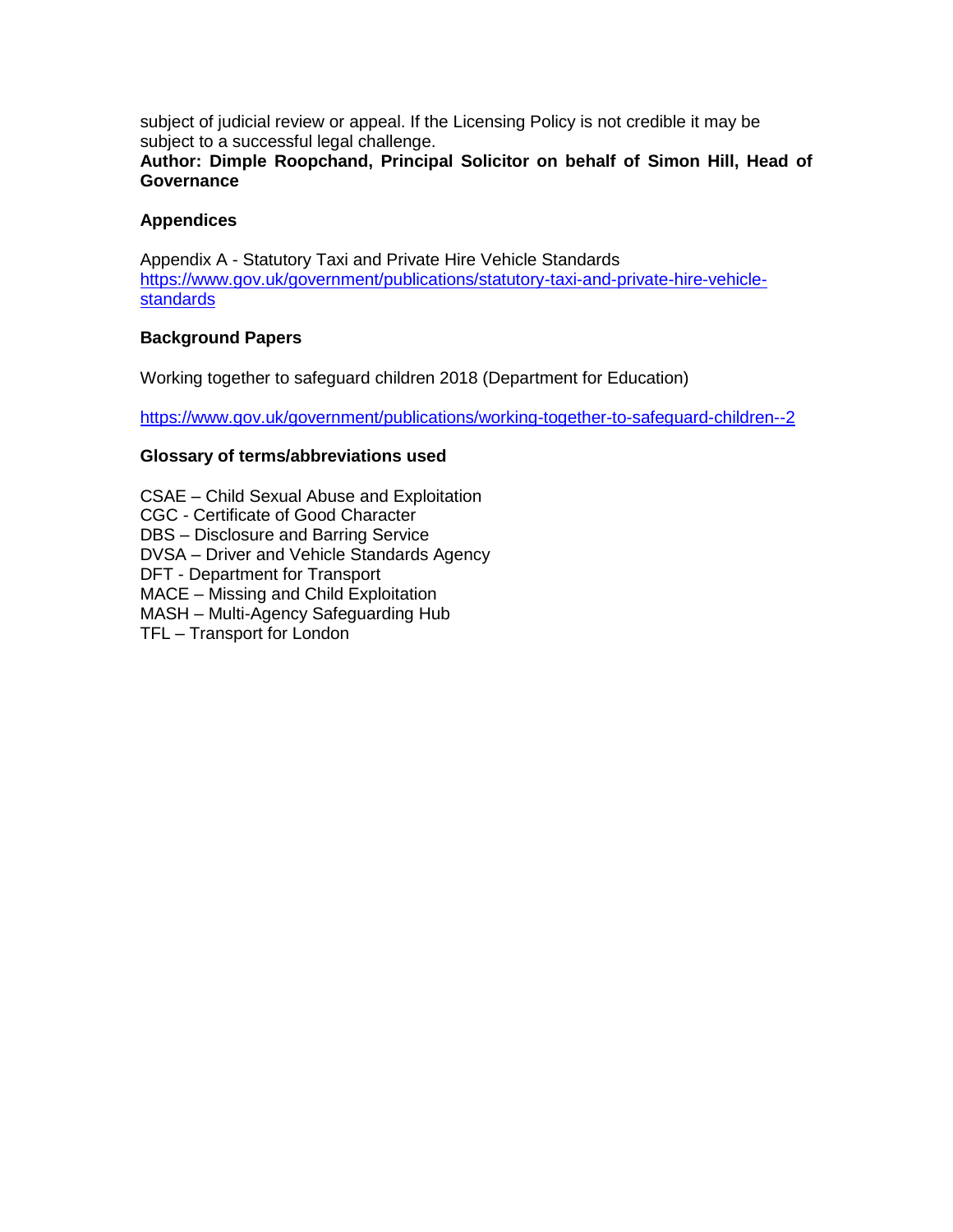subject of judicial review or appeal. If the Licensing Policy is not credible it may be subject to a successful legal challenge.

**Author: Dimple Roopchand, Principal Solicitor on behalf of Simon Hill, Head of Governance**

**Appendices**

Appendix A - Statutory Taxi and Private Hire Vehicle Standards
https://www.gov.uk/government/publications/statutory-taxi-and-private-hire-vehicle-standards

**Background Papers**

Working together to safeguard children 2018 (Department for Education)

https://www.gov.uk/government/publications/working-together-to-safeguard-children--2

**Glossary of terms/abbreviations used**

CSAE – Child Sexual Abuse and Exploitation
CGC - Certificate of Good Character
DBS – Disclosure and Barring Service
DVSA – Driver and Vehicle Standards Agency
DFT - Department for Transport
MACE – Missing and Child Exploitation
MASH – Multi-Agency Safeguarding Hub
TFL – Transport for London